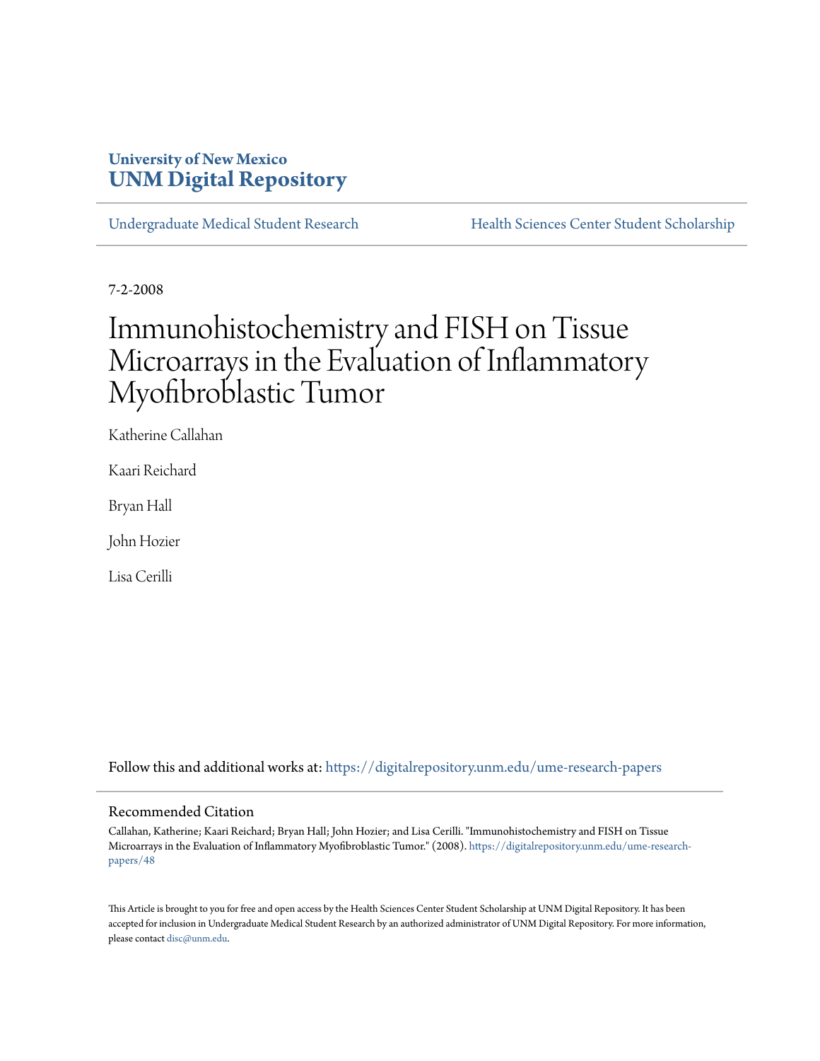University of New Mexico

**UNM Digital Repository**

Undergraduate Medical Student Research

Health Sciences Center Student Scholarship

7-2-2008

# Immunohistochemistry and FISH on Tissue Microarrays in the Evaluation of Inflammatory Myofibroblastic Tumor

Katherine Callahan

Kaari Reichard

Bryan Hall

John Hozier

Lisa Cerilli

Follow this and additional works at: https://digitalrepository.unm.edu/ume-research-papers

## Recommended Citation

Callahan, Katherine; Kaari Reichard; Bryan Hall; John Hozier; and Lisa Cerilli. "Immunohistochemistry and FISH on Tissue Microarrays in the Evaluation of Inflammatory Myofibroblastic Tumor." (2008). https://digitalrepository.unm.edu/ume-research-papers/48

This Article is brought to you for free and open access by the Health Sciences Center Student Scholarship at UNM Digital Repository. It has been accepted for inclusion in Undergraduate Medical Student Research by an authorized administrator of UNM Digital Repository. For more information, please contact disc@unm.edu.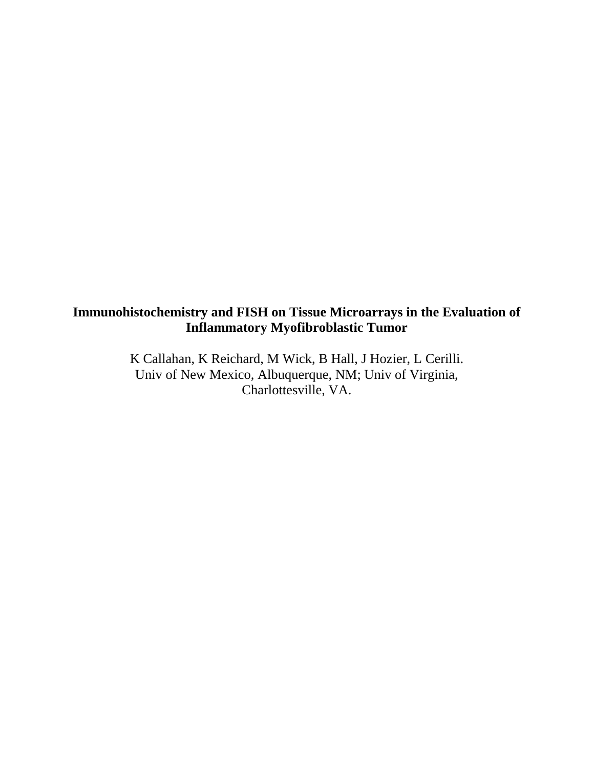**Immunohistochemistry and FISH on Tissue Microarrays in the Evaluation of Inflammatory Myofibroblastic Tumor**

K Callahan, K Reichard, M Wick, B Hall, J Hozier, L Cerilli.
Univ of New Mexico, Albuquerque, NM; Univ of Virginia, Charlottesville, VA.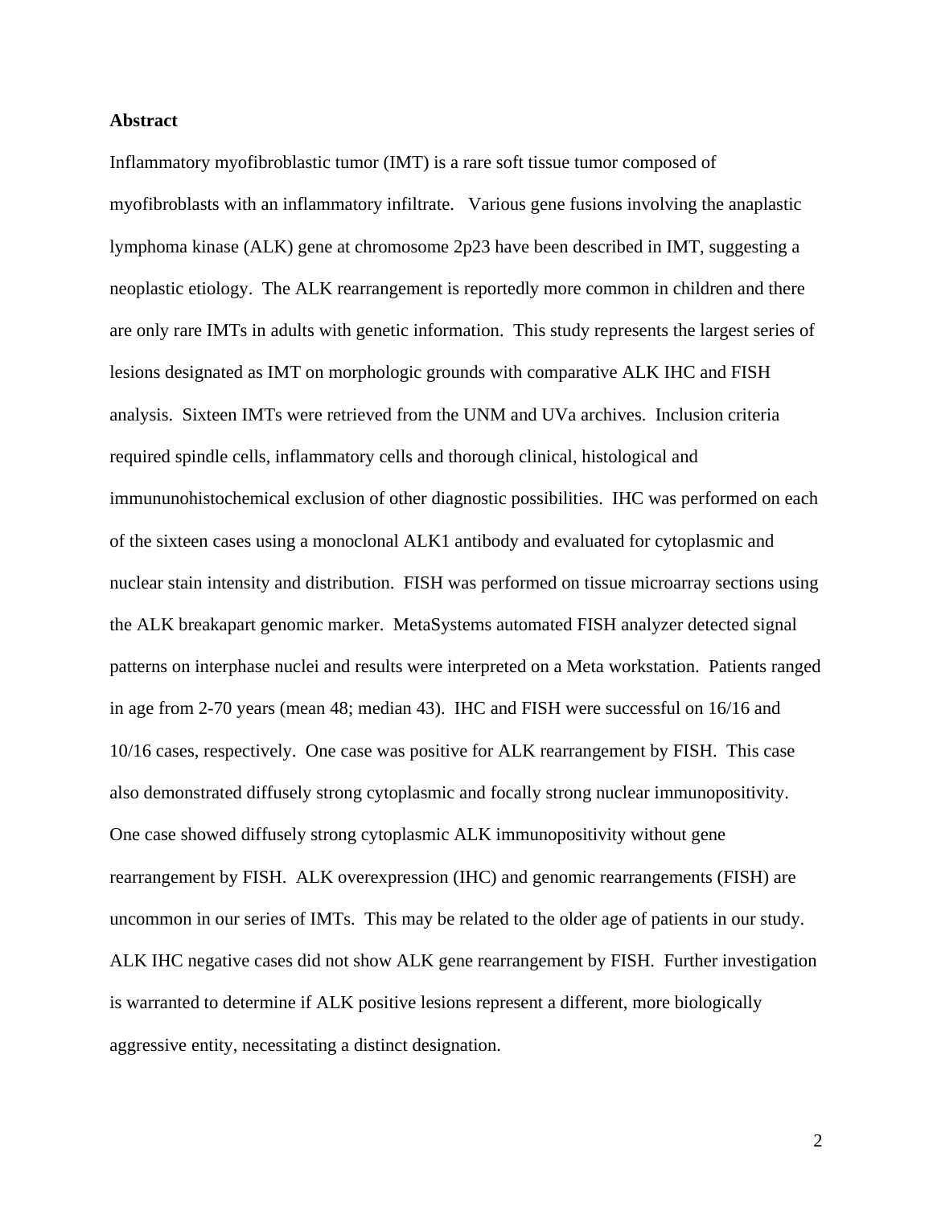**Abstract**

Inflammatory myofibroblastic tumor (IMT) is a rare soft tissue tumor composed of myofibroblasts with an inflammatory infiltrate. Various gene fusions involving the anaplastic lymphoma kinase (ALK) gene at chromosome 2p23 have been described in IMT, suggesting a neoplastic etiology. The ALK rearrangement is reportedly more common in children and there are only rare IMTs in adults with genetic information. This study represents the largest series of lesions designated as IMT on morphologic grounds with comparative ALK IHC and FISH analysis. Sixteen IMTs were retrieved from the UNM and UVa archives. Inclusion criteria required spindle cells, inflammatory cells and thorough clinical, histological and immununohistochemical exclusion of other diagnostic possibilities. IHC was performed on each of the sixteen cases using a monoclonal ALK1 antibody and evaluated for cytoplasmic and nuclear stain intensity and distribution. FISH was performed on tissue microarray sections using the ALK breakapart genomic marker. MetaSystems automated FISH analyzer detected signal patterns on interphase nuclei and results were interpreted on a Meta workstation. Patients ranged in age from 2-70 years (mean 48; median 43). IHC and FISH were successful on 16/16 and 10/16 cases, respectively. One case was positive for ALK rearrangement by FISH. This case also demonstrated diffusely strong cytoplasmic and focally strong nuclear immunopositivity. One case showed diffusely strong cytoplasmic ALK immunopositivity without gene rearrangement by FISH. ALK overexpression (IHC) and genomic rearrangements (FISH) are uncommon in our series of IMTs. This may be related to the older age of patients in our study. ALK IHC negative cases did not show ALK gene rearrangement by FISH. Further investigation is warranted to determine if ALK positive lesions represent a different, more biologically aggressive entity, necessitating a distinct designation.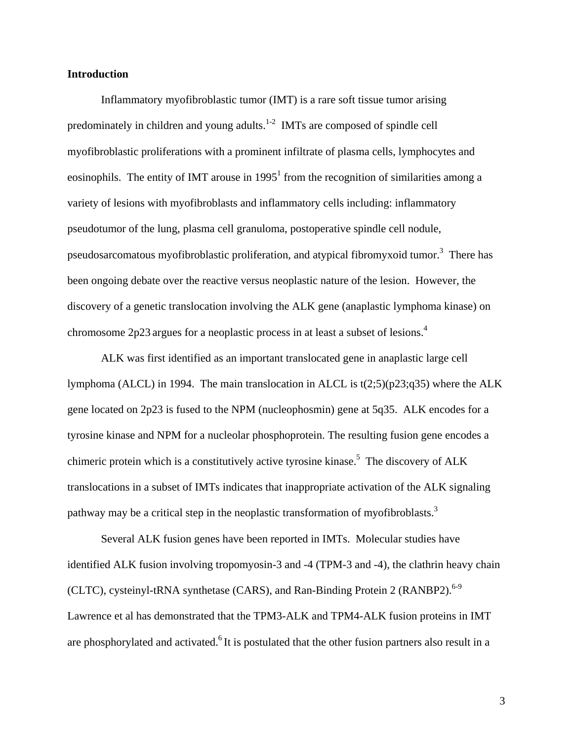## Introduction

Inflammatory myofibroblastic tumor (IMT) is a rare soft tissue tumor arising predominately in children and young adults.[1-2] IMTs are composed of spindle cell myofibroblastic proliferations with a prominent infiltrate of plasma cells, lymphocytes and eosinophils. The entity of IMT arouse in 1995[1] from the recognition of similarities among a variety of lesions with myofibroblasts and inflammatory cells including: inflammatory pseudotumor of the lung, plasma cell granuloma, postoperative spindle cell nodule, pseudosarcomatous myofibroblastic proliferation, and atypical fibromyxoid tumor.[3] There has been ongoing debate over the reactive versus neoplastic nature of the lesion. However, the discovery of a genetic translocation involving the ALK gene (anaplastic lymphoma kinase) on chromosome 2p23 argues for a neoplastic process in at least a subset of lesions.[4]

ALK was first identified as an important translocated gene in anaplastic large cell lymphoma (ALCL) in 1994. The main translocation in ALCL is t(2;5)(p23;q35) where the ALK gene located on 2p23 is fused to the NPM (nucleophosmin) gene at 5q35. ALK encodes for a tyrosine kinase and NPM for a nucleolar phosphoprotein. The resulting fusion gene encodes a chimeric protein which is a constitutively active tyrosine kinase.[5] The discovery of ALK translocations in a subset of IMTs indicates that inappropriate activation of the ALK signaling pathway may be a critical step in the neoplastic transformation of myofibroblasts.[3]

Several ALK fusion genes have been reported in IMTs. Molecular studies have identified ALK fusion involving tropomyosin-3 and -4 (TPM-3 and -4), the clathrin heavy chain (CLTC), cysteinyl-tRNA synthetase (CARS), and Ran-Binding Protein 2 (RANBP2).[6-9] Lawrence et al has demonstrated that the TPM3-ALK and TPM4-ALK fusion proteins in IMT are phosphorylated and activated.[6] It is postulated that the other fusion partners also result in a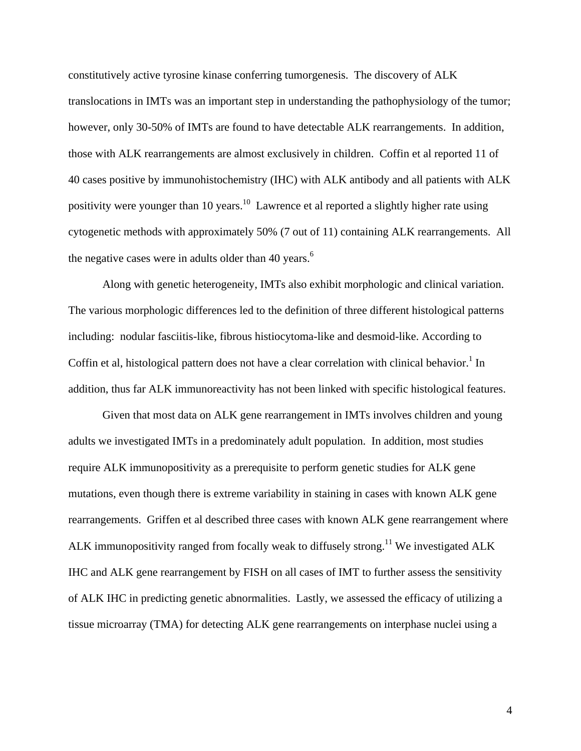constitutively active tyrosine kinase conferring tumorgenesis. The discovery of ALK translocations in IMTs was an important step in understanding the pathophysiology of the tumor; however, only 30-50% of IMTs are found to have detectable ALK rearrangements. In addition, those with ALK rearrangements are almost exclusively in children. Coffin et al reported 11 of 40 cases positive by immunohistochemistry (IHC) with ALK antibody and all patients with ALK positivity were younger than 10 years.[10] Lawrence et al reported a slightly higher rate using cytogenetic methods with approximately 50% (7 out of 11) containing ALK rearrangements. All the negative cases were in adults older than 40 years.[6]

Along with genetic heterogeneity, IMTs also exhibit morphologic and clinical variation. The various morphologic differences led to the definition of three different histological patterns including: nodular fasciitis-like, fibrous histiocytoma-like and desmoid-like. According to Coffin et al, histological pattern does not have a clear correlation with clinical behavior.[1] In addition, thus far ALK immunoreactivity has not been linked with specific histological features.

Given that most data on ALK gene rearrangement in IMTs involves children and young adults we investigated IMTs in a predominately adult population. In addition, most studies require ALK immunopositivity as a prerequisite to perform genetic studies for ALK gene mutations, even though there is extreme variability in staining in cases with known ALK gene rearrangements. Griffen et al described three cases with known ALK gene rearrangement where ALK immunopositivity ranged from focally weak to diffusely strong.[11] We investigated ALK IHC and ALK gene rearrangement by FISH on all cases of IMT to further assess the sensitivity of ALK IHC in predicting genetic abnormalities. Lastly, we assessed the efficacy of utilizing a tissue microarray (TMA) for detecting ALK gene rearrangements on interphase nuclei using a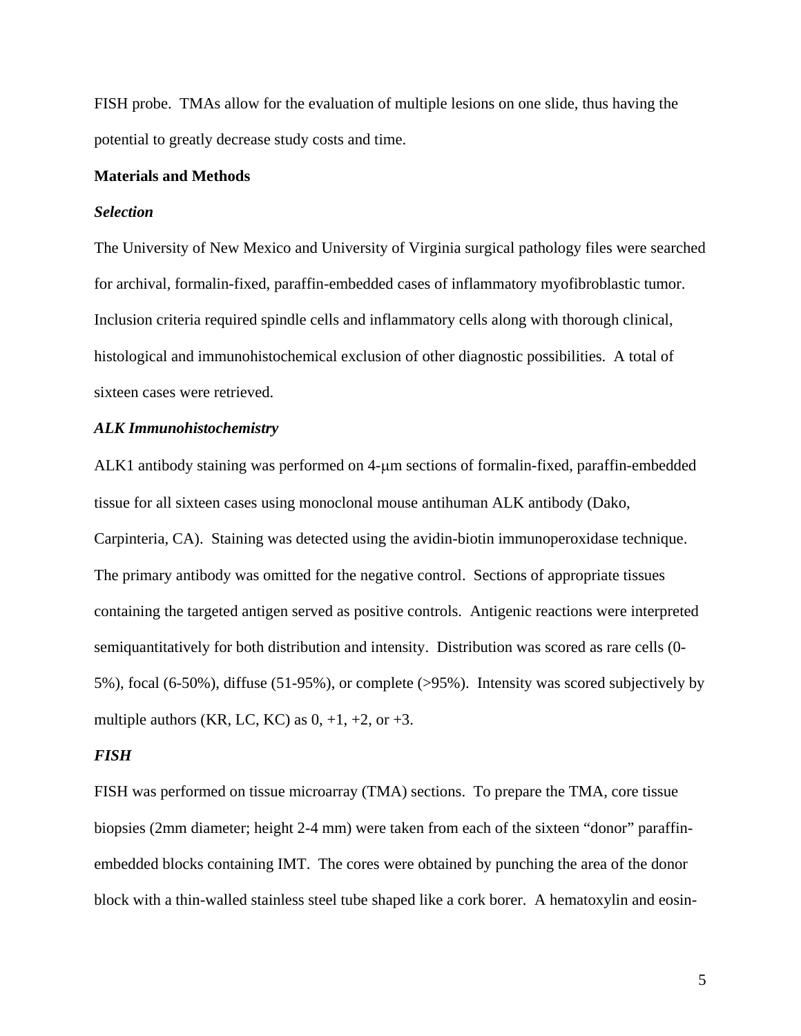FISH probe. TMAs allow for the evaluation of multiple lesions on one slide, thus having the potential to greatly decrease study costs and time.

## Materials and Methods

### *Selection*

The University of New Mexico and University of Virginia surgical pathology files were searched for archival, formalin-fixed, paraffin-embedded cases of inflammatory myofibroblastic tumor. Inclusion criteria required spindle cells and inflammatory cells along with thorough clinical, histological and immunohistochemical exclusion of other diagnostic possibilities. A total of sixteen cases were retrieved.

### *ALK Immunohistochemistry*

ALK1 antibody staining was performed on 4-μm sections of formalin-fixed, paraffin-embedded tissue for all sixteen cases using monoclonal mouse antihuman ALK antibody (Dako, Carpinteria, CA). Staining was detected using the avidin-biotin immunoperoxidase technique. The primary antibody was omitted for the negative control. Sections of appropriate tissues containing the targeted antigen served as positive controls. Antigenic reactions were interpreted semiquantitatively for both distribution and intensity. Distribution was scored as rare cells (0-5%), focal (6-50%), diffuse (51-95%), or complete (>95%). Intensity was scored subjectively by multiple authors (KR, LC, KC) as 0, +1, +2, or +3.

### *FISH*

FISH was performed on tissue microarray (TMA) sections. To prepare the TMA, core tissue biopsies (2mm diameter; height 2-4 mm) were taken from each of the sixteen "donor" paraffin-embedded blocks containing IMT. The cores were obtained by punching the area of the donor block with a thin-walled stainless steel tube shaped like a cork borer. A hematoxylin and eosin-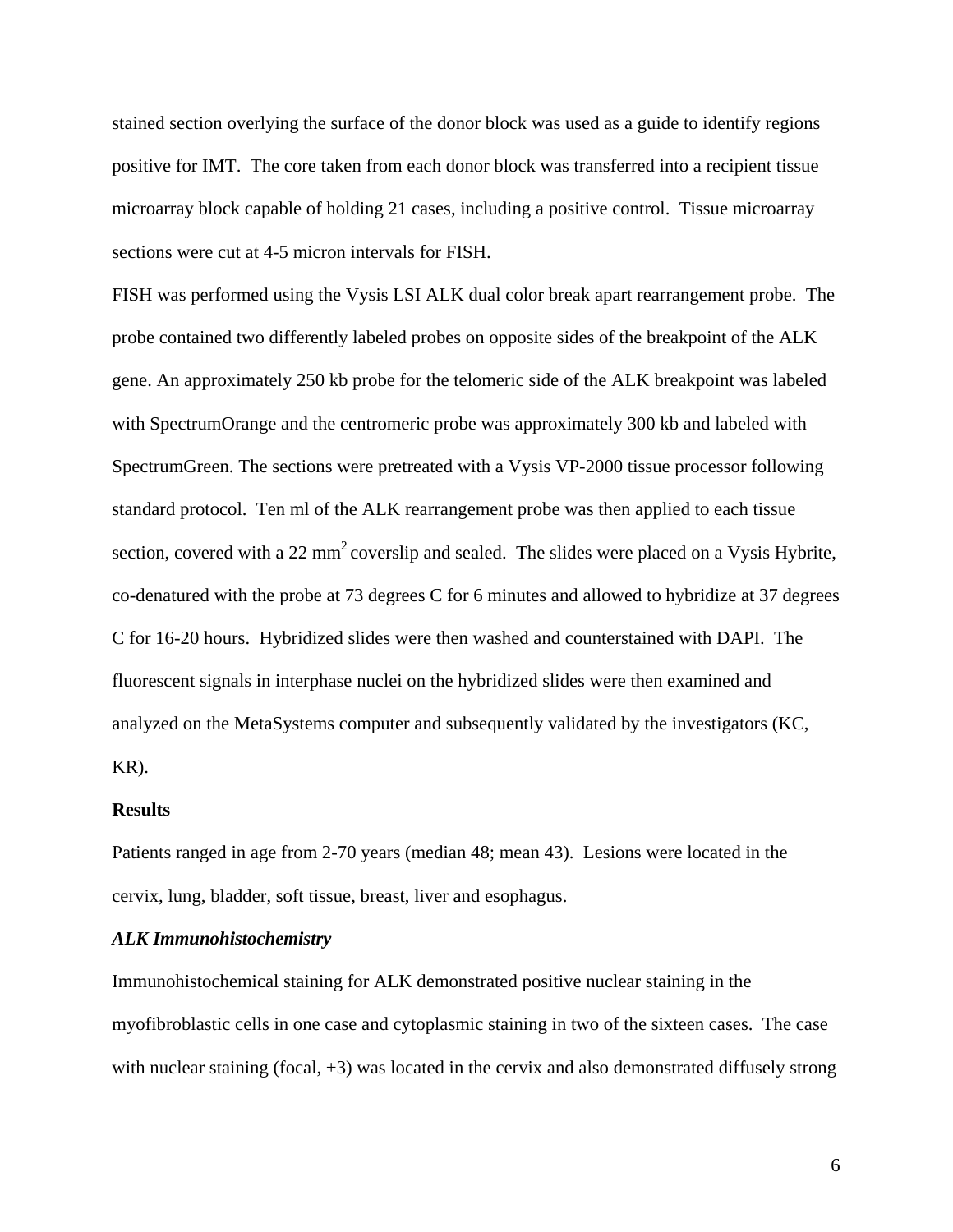stained section overlying the surface of the donor block was used as a guide to identify regions positive for IMT. The core taken from each donor block was transferred into a recipient tissue microarray block capable of holding 21 cases, including a positive control. Tissue microarray sections were cut at 4-5 micron intervals for FISH.

FISH was performed using the Vysis LSI ALK dual color break apart rearrangement probe. The probe contained two differently labeled probes on opposite sides of the breakpoint of the ALK gene. An approximately 250 kb probe for the telomeric side of the ALK breakpoint was labeled with SpectrumOrange and the centromeric probe was approximately 300 kb and labeled with SpectrumGreen. The sections were pretreated with a Vysis VP-2000 tissue processor following standard protocol. Ten ml of the ALK rearrangement probe was then applied to each tissue section, covered with a 22 $mm^2$ coverslip and sealed. The slides were placed on a Vysis Hybrite, co-denatured with the probe at 73 degrees C for 6 minutes and allowed to hybridize at 37 degrees C for 16-20 hours. Hybridized slides were then washed and counterstained with DAPI. The fluorescent signals in interphase nuclei on the hybridized slides were then examined and analyzed on the MetaSystems computer and subsequently validated by the investigators (KC, KR).

## Results

Patients ranged in age from 2-70 years (median 48; mean 43). Lesions were located in the cervix, lung, bladder, soft tissue, breast, liver and esophagus.

### *ALK Immunohistochemistry*

Immunohistochemical staining for ALK demonstrated positive nuclear staining in the myofibroblastic cells in one case and cytoplasmic staining in two of the sixteen cases. The case with nuclear staining (focal, +3) was located in the cervix and also demonstrated diffusely strong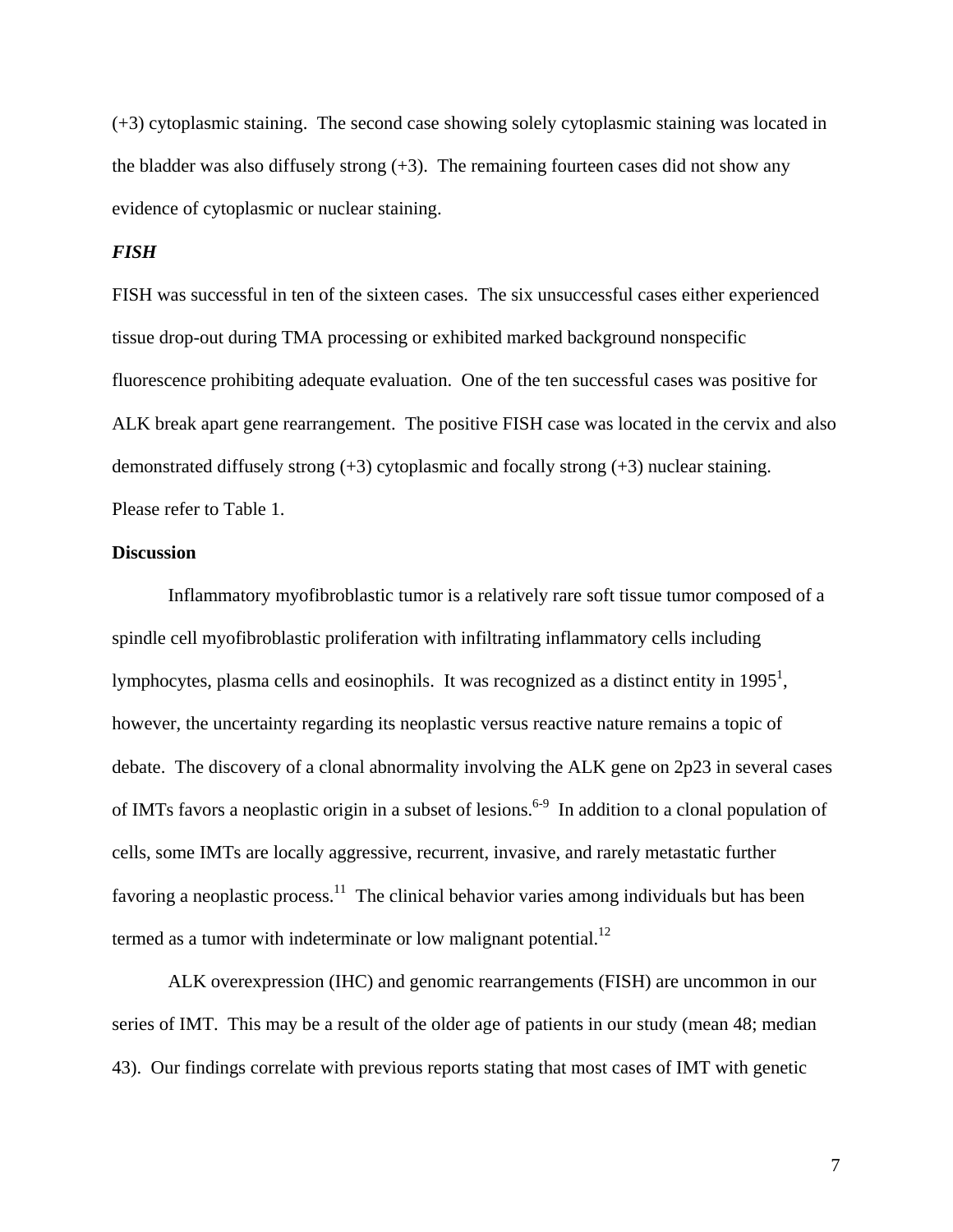(+3) cytoplasmic staining. The second case showing solely cytoplasmic staining was located in the bladder was also diffusely strong (+3). The remaining fourteen cases did not show any evidence of cytoplasmic or nuclear staining.

***FISH***

FISH was successful in ten of the sixteen cases. The six unsuccessful cases either experienced tissue drop-out during TMA processing or exhibited marked background nonspecific fluorescence prohibiting adequate evaluation. One of the ten successful cases was positive for ALK break apart gene rearrangement. The positive FISH case was located in the cervix and also demonstrated diffusely strong (+3) cytoplasmic and focally strong (+3) nuclear staining. Please refer to Table 1.

**Discussion**

Inflammatory myofibroblastic tumor is a relatively rare soft tissue tumor composed of a spindle cell myofibroblastic proliferation with infiltrating inflammatory cells including lymphocytes, plasma cells and eosinophils. It was recognized as a distinct entity in 1995[1], however, the uncertainty regarding its neoplastic versus reactive nature remains a topic of debate. The discovery of a clonal abnormality involving the ALK gene on 2p23 in several cases of IMTs favors a neoplastic origin in a subset of lesions.[6-9] In addition to a clonal population of cells, some IMTs are locally aggressive, recurrent, invasive, and rarely metastatic further favoring a neoplastic process.[11] The clinical behavior varies among individuals but has been termed as a tumor with indeterminate or low malignant potential.[12]

ALK overexpression (IHC) and genomic rearrangements (FISH) are uncommon in our series of IMT. This may be a result of the older age of patients in our study (mean 48; median 43). Our findings correlate with previous reports stating that most cases of IMT with genetic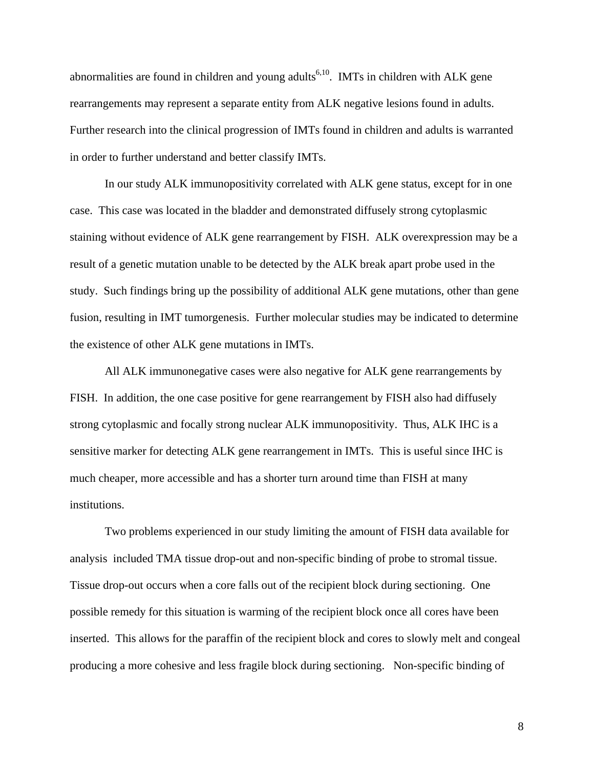abnormalities are found in children and young adults[6,10]. IMTs in children with ALK gene rearrangements may represent a separate entity from ALK negative lesions found in adults. Further research into the clinical progression of IMTs found in children and adults is warranted in order to further understand and better classify IMTs.

In our study ALK immunopositivity correlated with ALK gene status, except for in one case. This case was located in the bladder and demonstrated diffusely strong cytoplasmic staining without evidence of ALK gene rearrangement by FISH. ALK overexpression may be a result of a genetic mutation unable to be detected by the ALK break apart probe used in the study. Such findings bring up the possibility of additional ALK gene mutations, other than gene fusion, resulting in IMT tumorgenesis. Further molecular studies may be indicated to determine the existence of other ALK gene mutations in IMTs.

All ALK immunonegative cases were also negative for ALK gene rearrangements by FISH. In addition, the one case positive for gene rearrangement by FISH also had diffusely strong cytoplasmic and focally strong nuclear ALK immunopositivity. Thus, ALK IHC is a sensitive marker for detecting ALK gene rearrangement in IMTs. This is useful since IHC is much cheaper, more accessible and has a shorter turn around time than FISH at many institutions.

Two problems experienced in our study limiting the amount of FISH data available for analysis included TMA tissue drop-out and non-specific binding of probe to stromal tissue. Tissue drop-out occurs when a core falls out of the recipient block during sectioning. One possible remedy for this situation is warming of the recipient block once all cores have been inserted. This allows for the paraffin of the recipient block and cores to slowly melt and congeal producing a more cohesive and less fragile block during sectioning. Non-specific binding of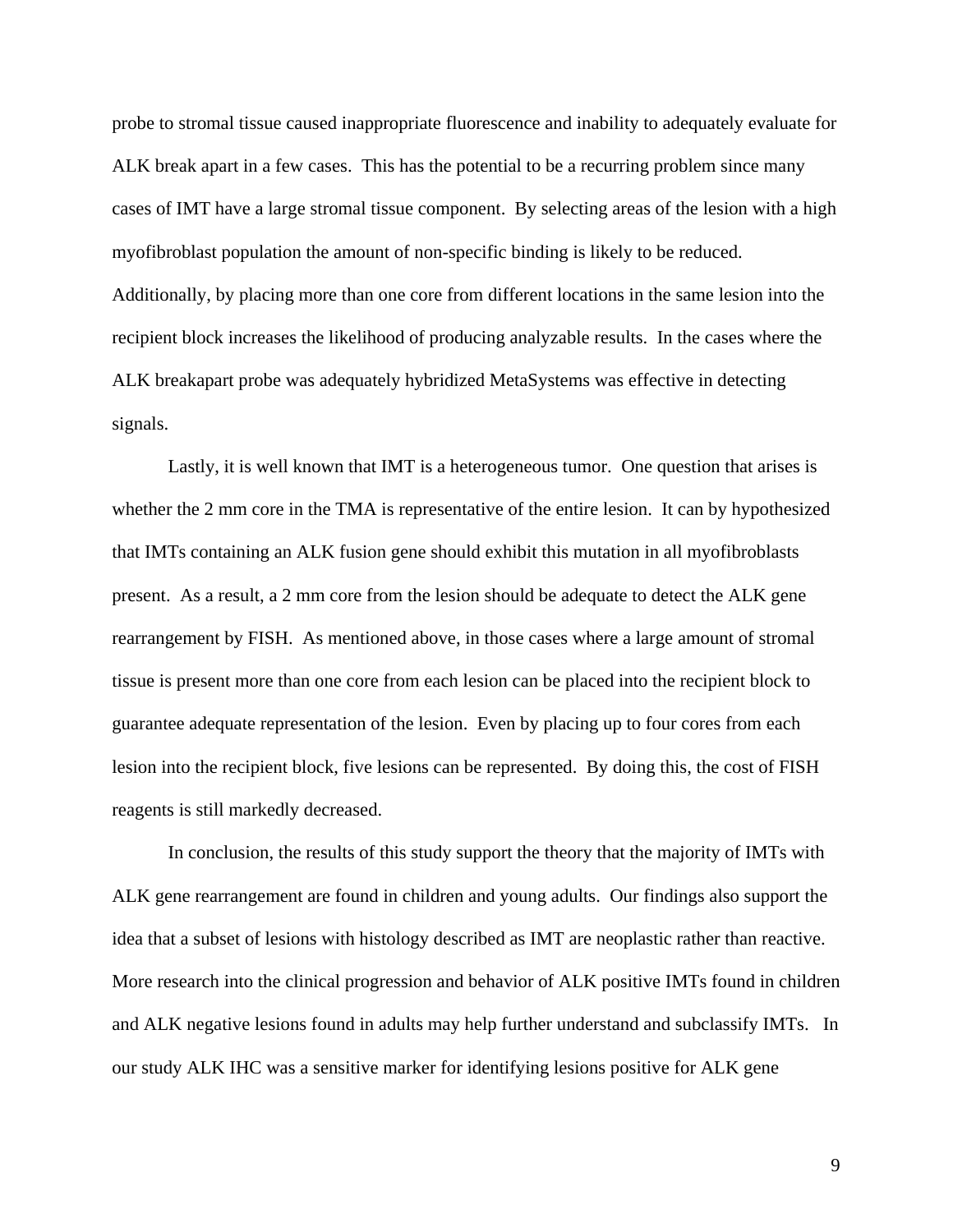probe to stromal tissue caused inappropriate fluorescence and inability to adequately evaluate for ALK break apart in a few cases. This has the potential to be a recurring problem since many cases of IMT have a large stromal tissue component. By selecting areas of the lesion with a high myofibroblast population the amount of non-specific binding is likely to be reduced. Additionally, by placing more than one core from different locations in the same lesion into the recipient block increases the likelihood of producing analyzable results. In the cases where the ALK breakapart probe was adequately hybridized MetaSystems was effective in detecting signals.

Lastly, it is well known that IMT is a heterogeneous tumor. One question that arises is whether the 2 mm core in the TMA is representative of the entire lesion. It can by hypothesized that IMTs containing an ALK fusion gene should exhibit this mutation in all myofibroblasts present. As a result, a 2 mm core from the lesion should be adequate to detect the ALK gene rearrangement by FISH. As mentioned above, in those cases where a large amount of stromal tissue is present more than one core from each lesion can be placed into the recipient block to guarantee adequate representation of the lesion. Even by placing up to four cores from each lesion into the recipient block, five lesions can be represented. By doing this, the cost of FISH reagents is still markedly decreased.

In conclusion, the results of this study support the theory that the majority of IMTs with ALK gene rearrangement are found in children and young adults. Our findings also support the idea that a subset of lesions with histology described as IMT are neoplastic rather than reactive. More research into the clinical progression and behavior of ALK positive IMTs found in children and ALK negative lesions found in adults may help further understand and subclassify IMTs. In our study ALK IHC was a sensitive marker for identifying lesions positive for ALK gene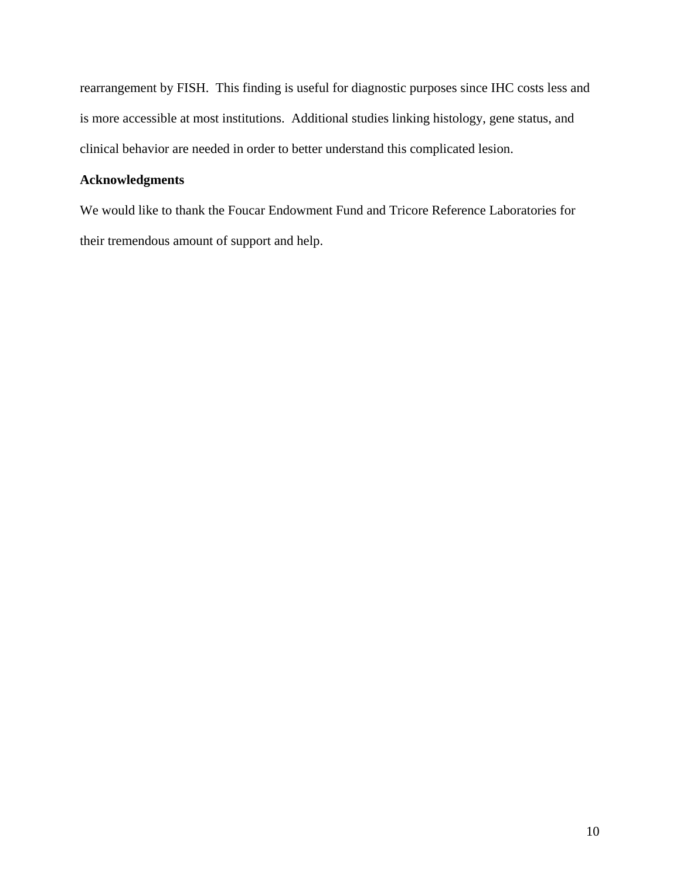rearrangement by FISH. This finding is useful for diagnostic purposes since IHC costs less and is more accessible at most institutions. Additional studies linking histology, gene status, and clinical behavior are needed in order to better understand this complicated lesion.

## Acknowledgments

We would like to thank the Foucar Endowment Fund and Tricore Reference Laboratories for their tremendous amount of support and help.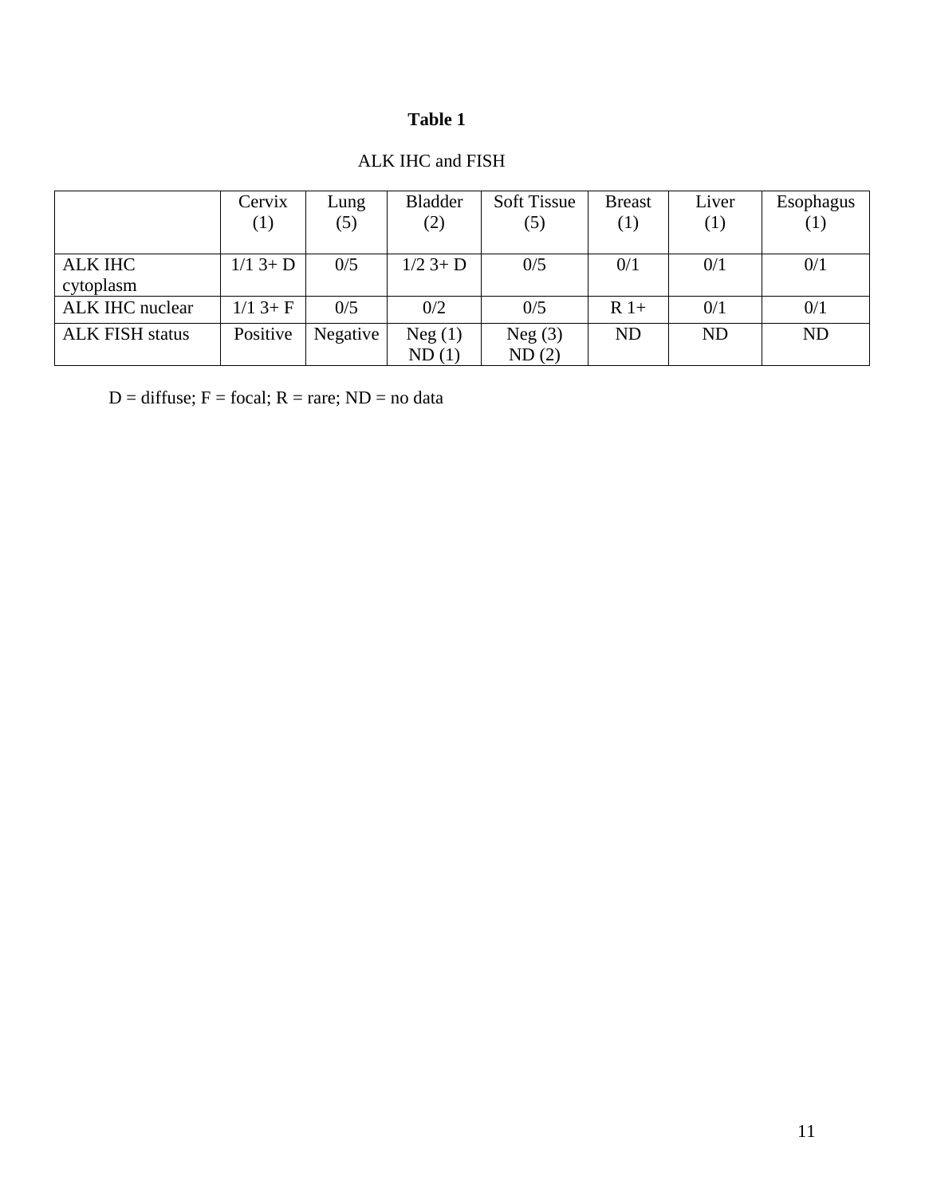**Table 1**

ALK IHC and FISH

| | Cervix (1) | Lung (5) | Bladder (2) | Soft Tissue (5) | Breast (1) | Liver (1) | Esophagus (1) |
|---|---|---|---|---|---|---|---|
| ALK IHC cytoplasm | 1/1 3+ D | 0/5 | 1/2 3+ D | 0/5 | 0/1 | 0/1 | 0/1 |
| ALK IHC nuclear | 1/1 3+ F | 0/5 | 0/2 | 0/5 | R 1+ | 0/1 | 0/1 |
| ALK FISH status | Positive | Negative | Neg (1) ND (1) | Neg (3) ND (2) | ND | ND | ND |

D = diffuse; F = focal; R = rare; ND = no data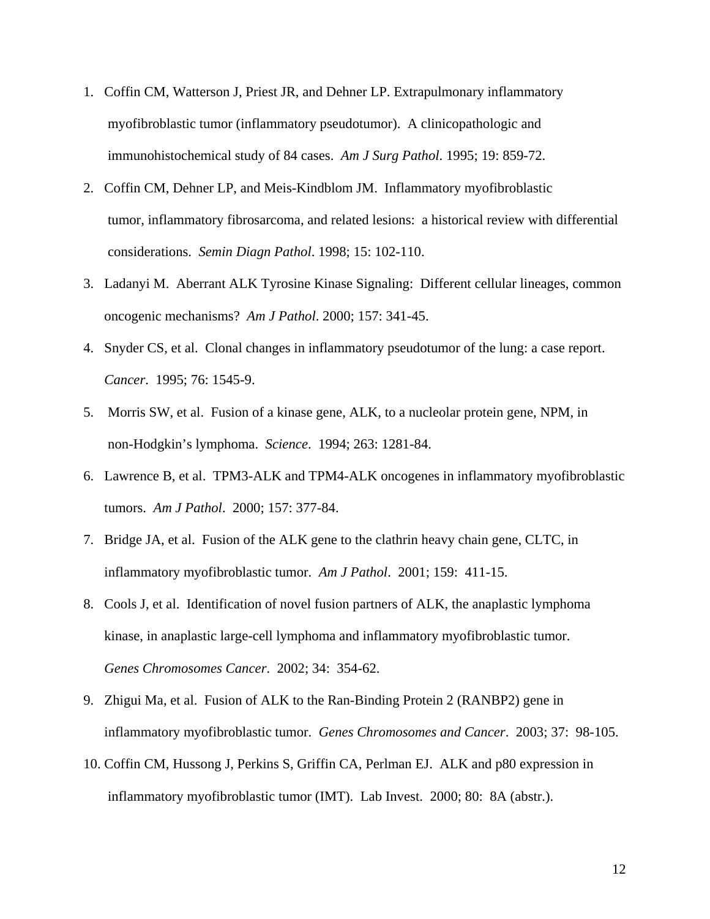1. Coffin CM, Watterson J, Priest JR, and Dehner LP. Extrapulmonary inflammatory myofibroblastic tumor (inflammatory pseudotumor). A clinicopathologic and immunohistochemical study of 84 cases. *Am J Surg Pathol*. 1995; 19: 859-72.

2. Coffin CM, Dehner LP, and Meis-Kindblom JM. Inflammatory myofibroblastic tumor, inflammatory fibrosarcoma, and related lesions: a historical review with differential considerations. *Semin Diagn Pathol*. 1998; 15: 102-110.

3. Ladanyi M. Aberrant ALK Tyrosine Kinase Signaling: Different cellular lineages, common oncogenic mechanisms? *Am J Pathol*. 2000; 157: 341-45.

4. Snyder CS, et al. Clonal changes in inflammatory pseudotumor of the lung: a case report. *Cancer*. 1995; 76: 1545-9.

5. Morris SW, et al. Fusion of a kinase gene, ALK, to a nucleolar protein gene, NPM, in non-Hodgkin's lymphoma. *Science*. 1994; 263: 1281-84.

6. Lawrence B, et al. TPM3-ALK and TPM4-ALK oncogenes in inflammatory myofibroblastic tumors. *Am J Pathol*. 2000; 157: 377-84.

7. Bridge JA, et al. Fusion of the ALK gene to the clathrin heavy chain gene, CLTC, in inflammatory myofibroblastic tumor. *Am J Pathol*. 2001; 159: 411-15.

8. Cools J, et al. Identification of novel fusion partners of ALK, the anaplastic lymphoma kinase, in anaplastic large-cell lymphoma and inflammatory myofibroblastic tumor. *Genes Chromosomes Cancer*. 2002; 34: 354-62.

9. Zhigui Ma, et al. Fusion of ALK to the Ran-Binding Protein 2 (RANBP2) gene in inflammatory myofibroblastic tumor. *Genes Chromosomes and Cancer*. 2003; 37: 98-105.

10. Coffin CM, Hussong J, Perkins S, Griffin CA, Perlman EJ. ALK and p80 expression in inflammatory myofibroblastic tumor (IMT). Lab Invest. 2000; 80: 8A (abstr.).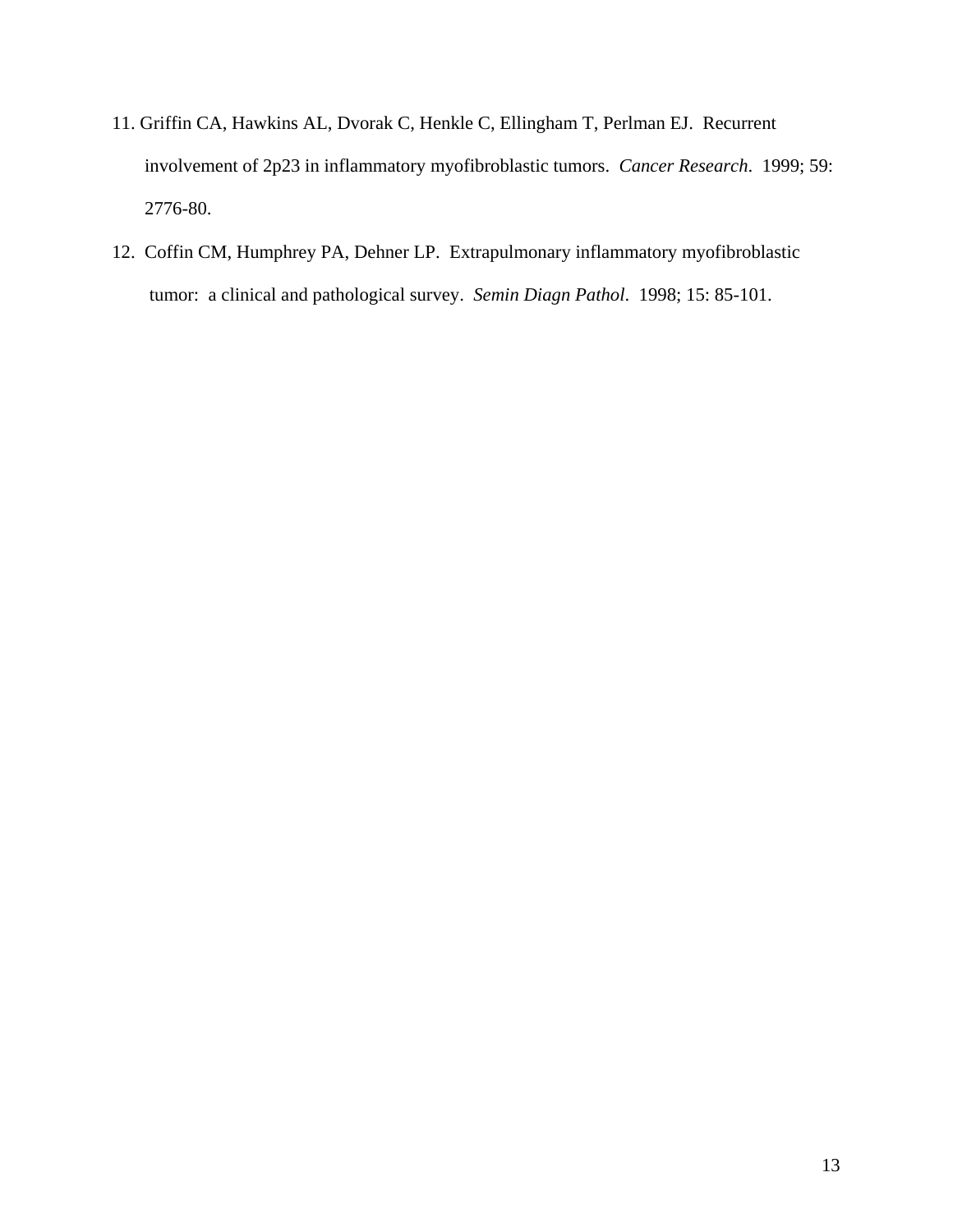11. Griffin CA, Hawkins AL, Dvorak C, Henkle C, Ellingham T, Perlman EJ. Recurrent involvement of 2p23 in inflammatory myofibroblastic tumors. *Cancer Research*. 1999; 59: 2776-80.

12. Coffin CM, Humphrey PA, Dehner LP. Extrapulmonary inflammatory myofibroblastic tumor: a clinical and pathological survey. *Semin Diagn Pathol*. 1998; 15: 85-101.